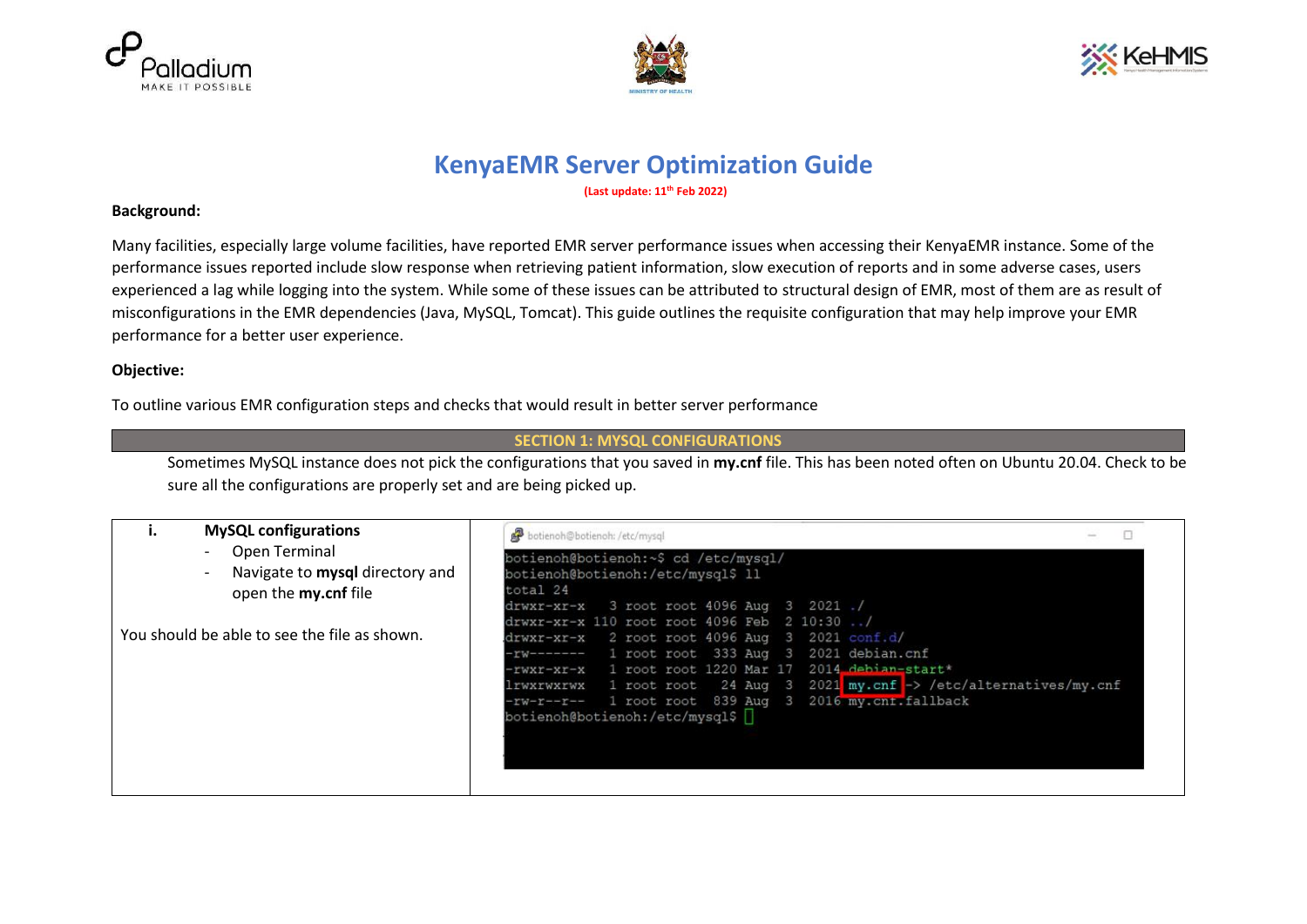# KenyaEMR Server Optimization Guide

**(Last update: 11th Feb 2022)**

**Background:**

Many facilities, especially large volume facilities, have reported EMR server performance issues when accessing their KenyaEMR instance. Some of the performance issues reported include slow response when retrieving patient information, slow execution of reports and in some adverse cases, users experienced a lag while logging into the system. While some of these issues can be attributed to structural design of EMR, most of them are as result of misconfigurations in the EMR dependencies (Java, MySQL, Tomcat). This guide outlines the requisite configuration that may help improve your EMR performance for a better user experience.

**Objective:**

To outline various EMR configuration steps and checks that would result in better server performance

## SECTION 1: MYSQL CONFIGURATIONS

Sometimes MySQL instance does not pick the configurations that you saved in **my.cnf** file. This has been noted often on Ubuntu 20.04. Check to be sure all the configurations are properly set and are being picked up.

**i. MySQL configurations**

- Open Terminal
- Navigate to **mysql** directory and open the **my.cnf** file

You should be able to see the file as shown.

```
botienoh@botienoh:~$ cd /etc/mysql/
botienoh@botienoh:/etc/mysql$ ll
total 24
drwxr-xr-x   3 root root 4096 Aug  3  2021 ./
drwxr-xr-x 110 root root 4096 Feb  2 10:30 ../
drwxr-xr-x   2 root root 4096 Aug  3  2021 conf.d/
-rw-------   1 root root  333 Aug  3  2021 debian.cnf
-rwxr-xr-x   1 root root 1220 Mar 17  2014 debian-start*
lrwxrwxrwx   1 root root   24 Aug  3  2021 my.cnf -> /etc/alternatives/my.cnf
-rw-r--r--   1 root root  839 Aug  3  2016 my.cnf.fallback
botienoh@botienoh:/etc/mysql$
```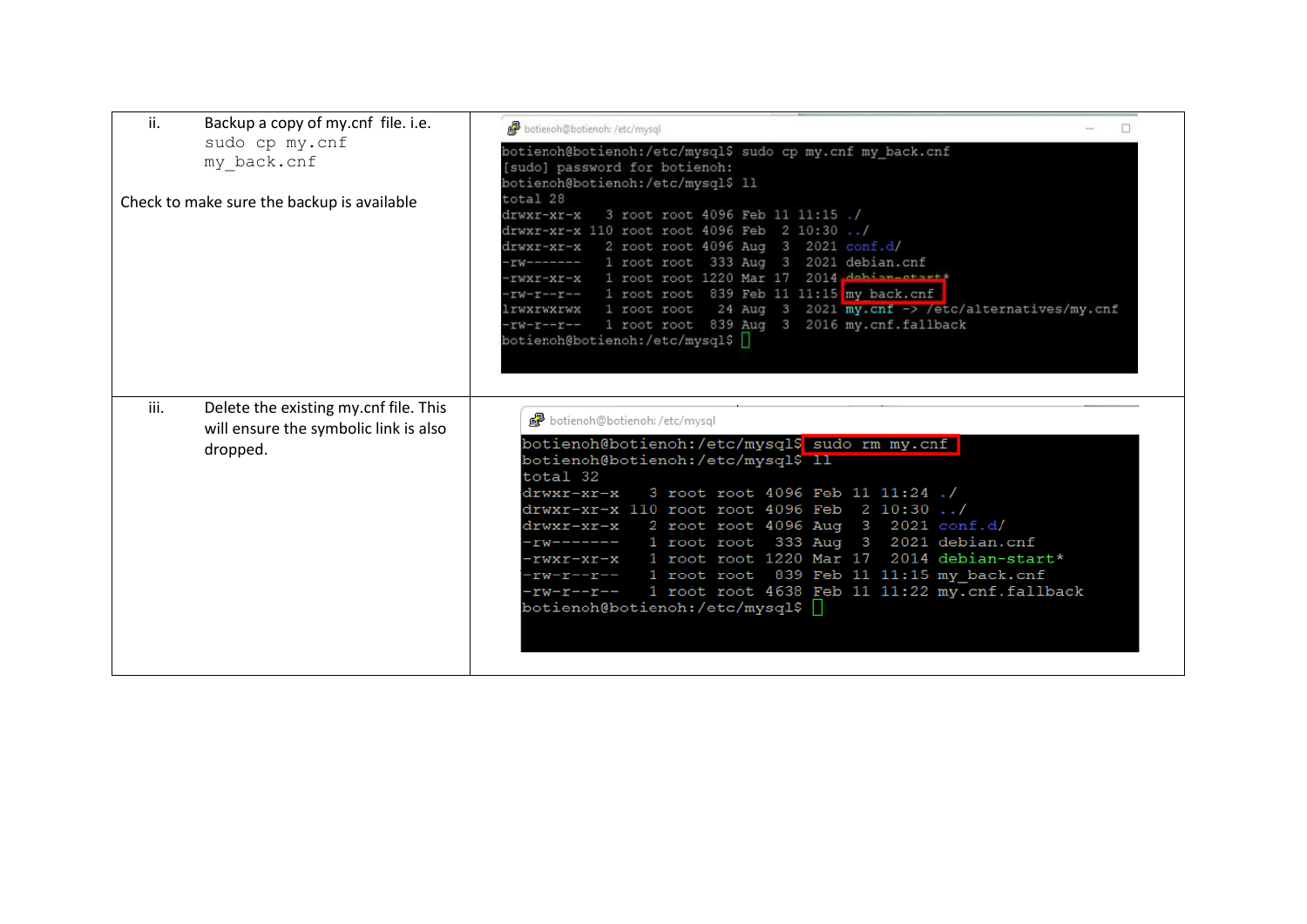| | |
|---|---|
| ii. Backup a copy of my.cnf file. i.e. `sudo cp my.cnf my_back.cnf`<br><br>Check to make sure the backup is available | `botienoh@botienoh: /etc/mysql`<br>`botienoh@botienoh:/etc/mysql$ sudo cp my.cnf my_back.cnf`<br>`[sudo] password for botienoh:`<br>`botienoh@botienoh:/etc/mysql$ ll`<br>`total 28`<br>`drwxr-xr-x   3 root root 4096 Feb 11 11:15 ./`<br>`drwxr-xr-x 110 root root 4096 Feb  2 10:30 ../`<br>`drwxr-xr-x   2 root root 4096 Aug  3  2021 conf.d/`<br>`-rw-------   1 root root  333 Aug  3  2021 debian.cnf`<br>`-rwxr-xr-x   1 root root 1220 Mar 17  2014 debian-start*`<br>`-rw-r--r--   1 root root  839 Feb 11 11:15 my_back.cnf`<br>`lrwxrwxrwx   1 root root   24 Aug  3  2021 my.cnf -> /etc/alternatives/my.cnf`<br>`-rw-r--r--   1 root root  839 Aug  3  2016 my.cnf.fallback`<br>`botienoh@botienoh:/etc/mysql$` |
| iii. Delete the existing my.cnf file. This will ensure the symbolic link is also dropped. | `botienoh@botienoh: /etc/mysql`<br>`botienoh@botienoh:/etc/mysql$ sudo rm my.cnf`<br>`botienoh@botienoh:/etc/mysql$ ll`<br>`total 32`<br>`drwxr-xr-x   3 root root 4096 Feb 11 11:24 ./`<br>`drwxr-xr-x 110 root root 4096 Feb  2 10:30 ../`<br>`drwxr-xr-x   2 root root 4096 Aug  3  2021 conf.d/`<br>`-rw-------   1 root root  333 Aug  3  2021 debian.cnf`<br>`-rwxr-xr-x   1 root root 1220 Mar 17  2014 debian-start*`<br>`-rw-r--r--   1 root root  839 Feb 11 11:15 my_back.cnf`<br>`-rw-r--r--   1 root root 4638 Feb 11 11:22 my.cnf.fallback`<br>`botienoh@botienoh:/etc/mysql$` |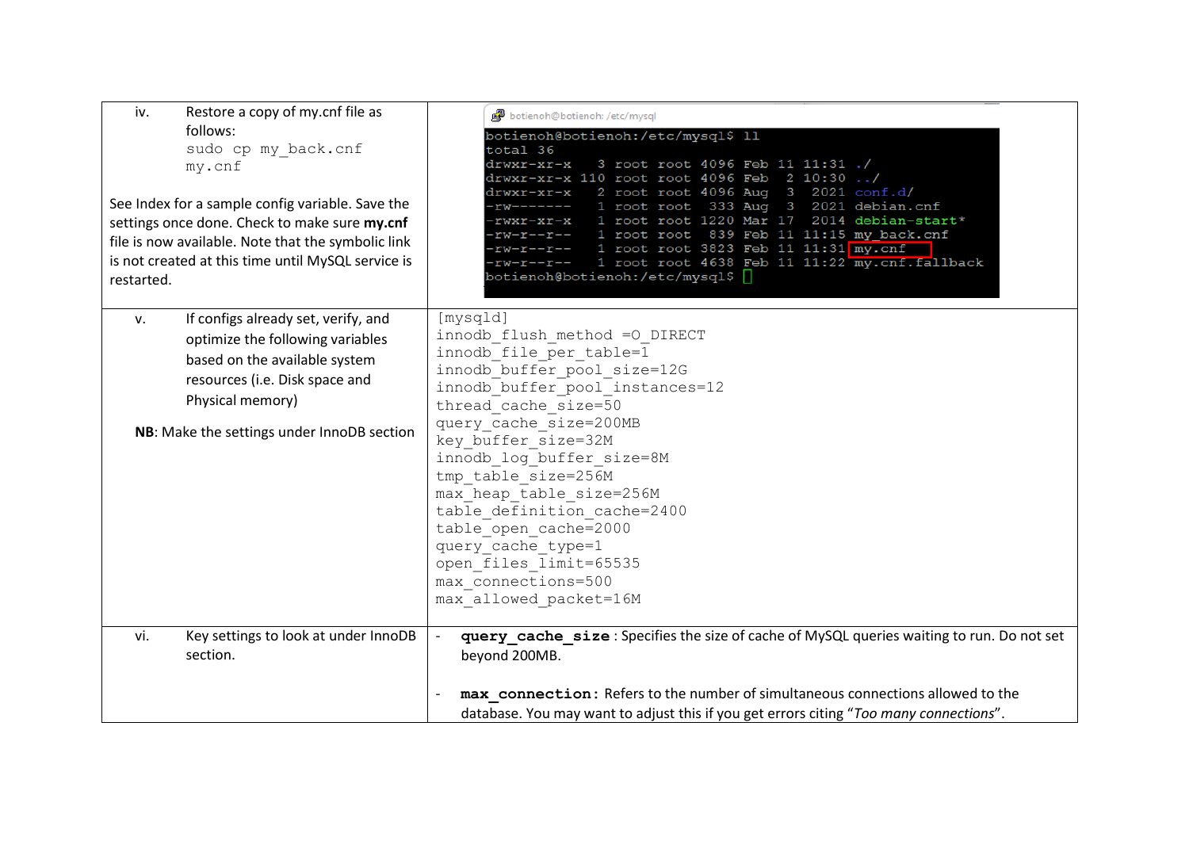| | |
|---|---|
| iv. Restore a copy of my.cnf file as follows: `sudo cp my_back.cnf my.cnf` <br><br> See Index for a sample config variable. Save the settings once done. Check to make sure **my.cnf** file is now available. Note that the symbolic link is not created at this time until MySQL service is restarted. | botienoh@botienoh: /etc/mysql<br>`botienoh@botienoh:/etc/mysql$ ll`<br>`total 36`<br>`drwxr-xr-x   3 root root 4096 Feb 11 11:31 ./`<br>`drwxr-xr-x 110 root root 4096 Feb  2 10:30 ../`<br>`drwxr-xr-x   2 root root 4096 Aug  3  2021 conf.d/`<br>`-rw-------   1 root root  333 Aug  3  2021 debian.cnf`<br>`-rwxr-xr-x   1 root root 1220 Mar 17  2014 debian-start*`<br>`-rw-r--r--   1 root root  839 Feb 11 11:15 my_back.cnf`<br>`-rw-r--r--   1 root root 3823 Feb 11 11:31 my.cnf`<br>`-rw-r--r--   1 root root 4638 Feb 11 11:22 my.cnf.fallback`<br>`botienoh@botienoh:/etc/mysql$` |
| v. If configs already set, verify, and optimize the following variables based on the available system resources (i.e. Disk space and Physical memory) <br><br> **NB**: Make the settings under InnoDB section | `[mysqld]`<br>`innodb_flush_method =O_DIRECT`<br>`innodb_file_per_table=1`<br>`innodb_buffer_pool_size=12G`<br>`innodb_buffer_pool_instances=12`<br>`thread_cache_size=50`<br>`query_cache_size=200MB`<br>`key_buffer_size=32M`<br>`innodb_log_buffer_size=8M`<br>`tmp_table_size=256M`<br>`max_heap_table_size=256M`<br>`table_definition_cache=2400`<br>`table_open_cache=2000`<br>`query_cache_type=1`<br>`open_files_limit=65535`<br>`max_connections=500`<br>`max_allowed_packet=16M` |
| vi. Key settings to look at under InnoDB section. | - **`query_cache_size`** : Specifies the size of cache of MySQL queries waiting to run. Do not set beyond 200MB.<br><br>- **`max_connection`:** Refers to the number of simultaneous connections allowed to the database. You may want to adjust this if you get errors citing "*Too many connections*". |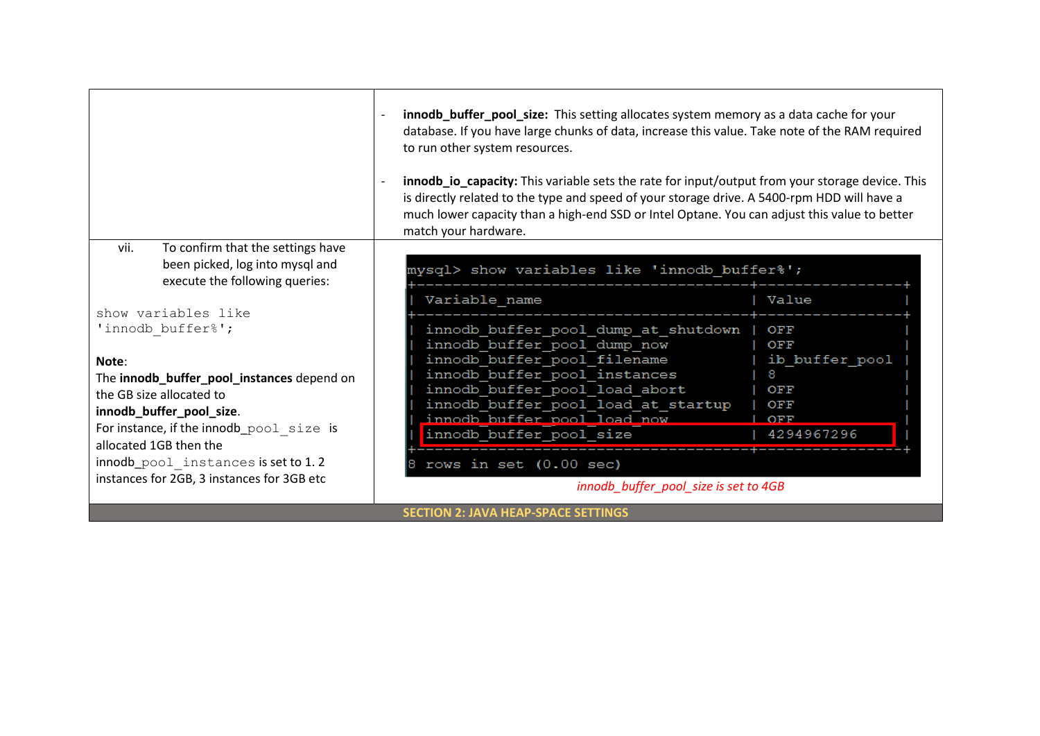| | |
|---|---|
| | - **innodb_buffer_pool_size:** This setting allocates system memory as a data cache for your database. If you have large chunks of data, increase this value. Take note of the RAM required to run other system resources.<br><br>- **innodb_io_capacity:** This variable sets the rate for input/output from your storage device. This is directly related to the type and speed of your storage drive. A 5400-rpm HDD will have a much lower capacity than a high-end SSD or Intel Optane. You can adjust this value to better match your hardware. |
| vii. To confirm that the settings have been picked, log into mysql and execute the following queries:<br><br>`show variables like 'innodb_buffer%';`<br><br>**Note**:<br>The **innodb_buffer_pool_instances** depend on the GB size allocated to **innodb_buffer_pool_size**.<br>For instance, if the innodb_`pool_size` is allocated 1GB then the innodb_`pool_instances` is set to 1. 2 instances for 2GB, 3 instances for 3GB etc | `mysql> show variables like 'innodb_buffer%';`<br><br>Variable_name \| Value<br>innodb_buffer_pool_dump_at_shutdown \| OFF<br>innodb_buffer_pool_dump_now \| OFF<br>innodb_buffer_pool_filename \| ib_buffer_pool<br>innodb_buffer_pool_instances \| 8<br>innodb_buffer_pool_load_abort \| OFF<br>innodb_buffer_pool_load_at_startup \| OFF<br>innodb_buffer_pool_load_now \| OFF<br>innodb_buffer_pool_size \| 4294967296<br><br>8 rows in set (0.00 sec)<br><br>*innodb_buffer_pool_size is set to 4GB* |

**SECTION 2: JAVA HEAP-SPACE SETTINGS**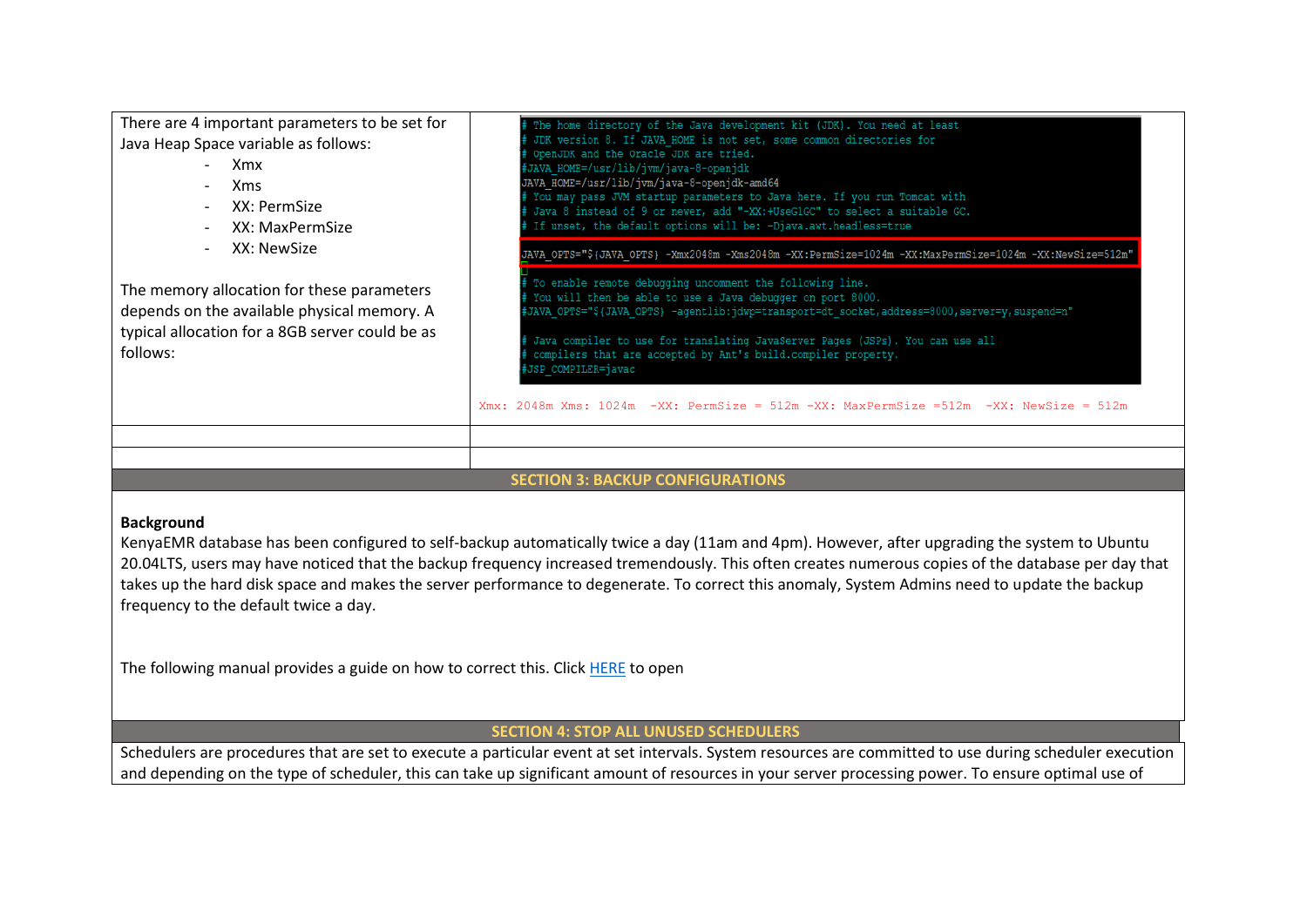| | |
|---|---|
| There are 4 important parameters to be set for Java Heap Space variable as follows:<br>- Xmx<br>- Xms<br>- XX: PermSize<br>- XX: MaxPermSize<br>- XX: NewSize<br><br>The memory allocation for these parameters depends on the available physical memory. A typical allocation for a 8GB server could be as follows: | # The home directory of the Java development kit (JDK). You need at least<br># JDK version 8. If JAVA_HOME is not set, some common directories for<br># OpenJDK and the Oracle JDK are tried.<br>#JAVA_HOME=/usr/lib/jvm/java-8-openjdk<br>JAVA_HOME=/usr/lib/jvm/java-8-openjdk-amd64<br># You may pass JVM startup parameters to Java here. If you run Tomcat with<br># Java 8 instead of 9 or newer, add "-XX:+UseG1GC" to select a suitable GC.<br># If unset, the default options will be: -Djava.awt.headless=true<br>JAVA_OPTS="${JAVA_OPTS} -Xmx2048m -Xms2048m -XX:PermSize=1024m -XX:MaxPermSize=1024m -XX:NewSize=512m"<br><br># To enable remote debugging uncomment the following line.<br># You will then be able to use a Java debugger on port 8000.<br>#JAVA_OPTS="${JAVA_OPTS} -agentlib:jdwp=transport=dt_socket,address=8000,server=y,suspend=n"<br><br># Java compiler to use for translating JavaServer Pages (JSPs). You can use all<br># compilers that are accepted by Ant's build.compiler property.<br>#JSP_COMPILER=javac<br><br>Xmx: 2048m Xms: 1024m -XX: PermSize = 512m -XX: MaxPermSize =512m -XX: NewSize = 512m |
| | |
| | |

## SECTION 3: BACKUP CONFIGURATIONS

**Background**

KenyaEMR database has been configured to self-backup automatically twice a day (11am and 4pm). However, after upgrading the system to Ubuntu 20.04LTS, users may have noticed that the backup frequency increased tremendously. This often creates numerous copies of the database per day that takes up the hard disk space and makes the server performance to degenerate. To correct this anomaly, System Admins need to update the backup frequency to the default twice a day.

The following manual provides a guide on how to correct this. Click HERE to open

## SECTION 4: STOP ALL UNUSED SCHEDULERS

Schedulers are procedures that are set to execute a particular event at set intervals. System resources are committed to use during scheduler execution and depending on the type of scheduler, this can take up significant amount of resources in your server processing power. To ensure optimal use of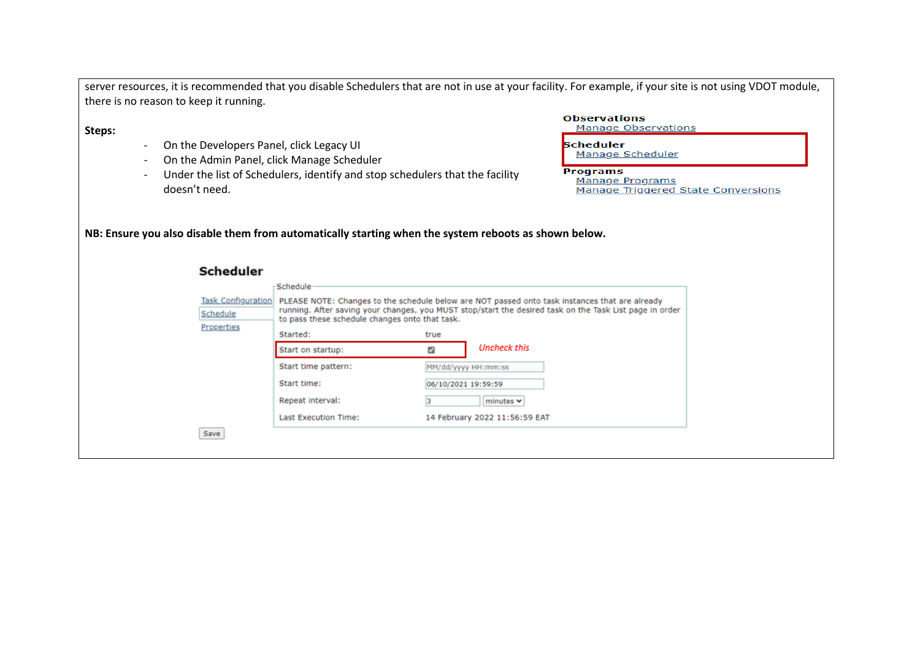server resources, it is recommended that you disable Schedulers that are not in use at your facility. For example, if your site is not using VDOT module, there is no reason to keep it running.

**Steps:**

- On the Developers Panel, click Legacy UI
- On the Admin Panel, click Manage Scheduler
- Under the list of Schedulers, identify and stop schedulers that the facility doesn't need.

**Observations**
Manage Observations

**Scheduler**
Manage Scheduler

**Programs**
Manage Programs
Manage Triggered State Conversions

**NB: Ensure you also disable them from automatically starting when the system reboots as shown below.**

**Scheduler**

Task Configuration
Schedule
Properties

Schedule

PLEASE NOTE: Changes to the schedule below are NOT passed onto task instances that are already running. After saving your changes, you MUST stop/start the desired task on the Task List page in order to pass these schedule changes onto that task.

| | |
|---|---|
| Started: | true |
| Start on startup: | ☑ *Uncheck this* |
| Start time pattern: | MM/dd/yyyy HH:mm:ss |
| Start time: | 06/10/2021 19:59:59 |
| Repeat interval: | 3 minutes |
| Last Execution Time: | 14 February 2022 11:56:59 EAT |

Save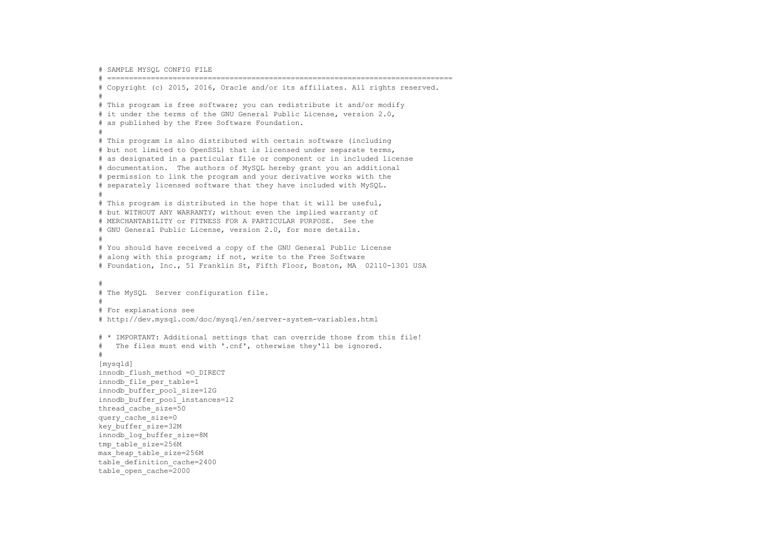```
# SAMPLE MYSQL CONFIG FILE
# ==============================================================================
# Copyright (c) 2015, 2016, Oracle and/or its affiliates. All rights reserved.
#
# This program is free software; you can redistribute it and/or modify
# it under the terms of the GNU General Public License, version 2.0,
# as published by the Free Software Foundation.
#
# This program is also distributed with certain software (including
# but not limited to OpenSSL) that is licensed under separate terms,
# as designated in a particular file or component or in included license
# documentation.  The authors of MySQL hereby grant you an additional
# permission to link the program and your derivative works with the
# separately licensed software that they have included with MySQL.
#
# This program is distributed in the hope that it will be useful,
# but WITHOUT ANY WARRANTY; without even the implied warranty of
# MERCHANTABILITY or FITNESS FOR A PARTICULAR PURPOSE.  See the
# GNU General Public License, version 2.0, for more details.
#
# You should have received a copy of the GNU General Public License
# along with this program; if not, write to the Free Software
# Foundation, Inc., 51 Franklin St, Fifth Floor, Boston, MA  02110-1301 USA

#
# The MySQL  Server configuration file.
#
# For explanations see
# http://dev.mysql.com/doc/mysql/en/server-system-variables.html

# * IMPORTANT: Additional settings that can override those from this file!
#   The files must end with '.cnf', otherwise they'll be ignored.
#
[mysqld]
innodb_flush_method =O_DIRECT
innodb_file_per_table=1
innodb_buffer_pool_size=12G
innodb_buffer_pool_instances=12
thread_cache_size=50
query_cache_size=0
key_buffer_size=32M
innodb_log_buffer_size=8M
tmp_table_size=256M
max_heap_table_size=256M
table_definition_cache=2400
table_open_cache=2000
```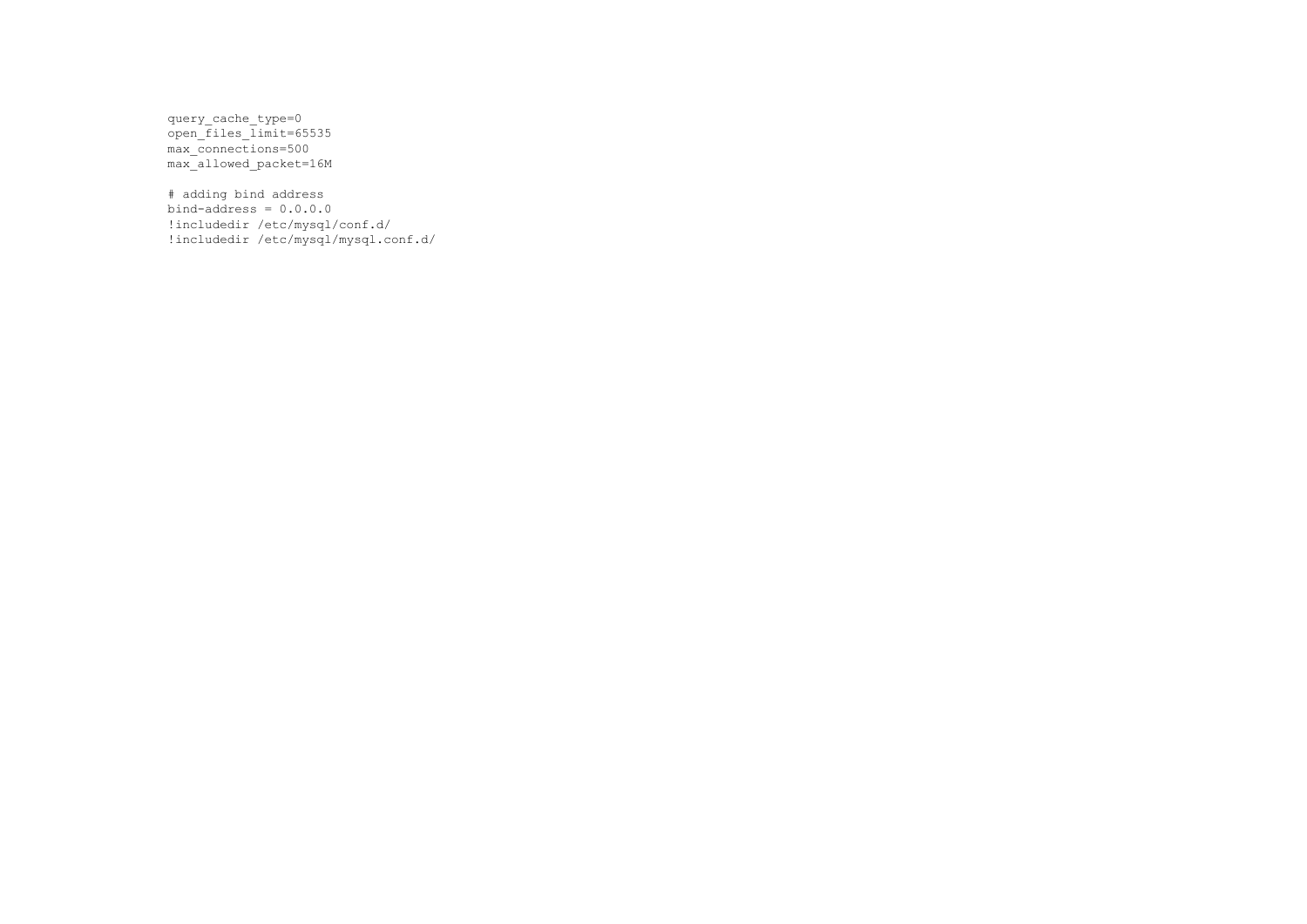```
query_cache_type=0
open_files_limit=65535
max_connections=500
max_allowed_packet=16M

# adding bind address
bind-address = 0.0.0.0
!includedir /etc/mysql/conf.d/
!includedir /etc/mysql/mysql.conf.d/
```